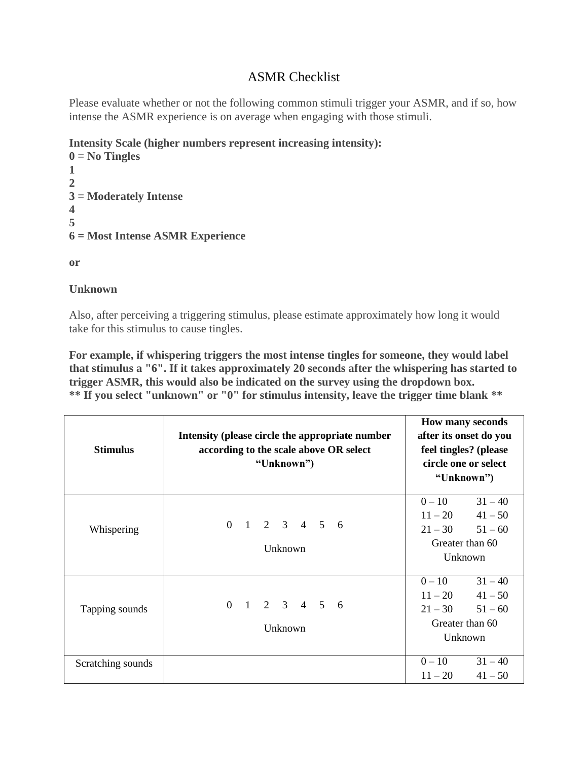# ASMR Checklist

Please evaluate whether or not the following common stimuli trigger your ASMR, and if so, how intense the ASMR experience is on average when engaging with those stimuli.

**Intensity Scale (higher numbers represent increasing intensity):**
**0 = No Tingles**
**1**
**2**
**3 = Moderately Intense**
**4**
**5**
**6 = Most Intense ASMR Experience**

**or**

**Unknown**

Also, after perceiving a triggering stimulus, please estimate approximately how long it would take for this stimulus to cause tingles.

**For example, if whispering triggers the most intense tingles for someone, they would label that stimulus a "6". If it takes approximately 20 seconds after the whispering has started to trigger ASMR, this would also be indicated on the survey using the dropdown box.**
**** If you select "unknown" or "0" for stimulus intensity, leave the trigger time blank ****

| **Stimulus** | **Intensity (please circle the appropriate number according to the scale above OR select "Unknown")** | **How many seconds after its onset do you feel tingles? (please circle one or select "Unknown")** |
|---|---|---|
| Whispering | 0 1 2 3 4 5 6<br>Unknown | 0 – 10 31 – 40<br>11 – 20 41 – 50<br>21 – 30 51 – 60<br>Greater than 60<br>Unknown |
| Tapping sounds | 0 1 2 3 4 5 6<br>Unknown | 0 – 10 31 – 40<br>11 – 20 41 – 50<br>21 – 30 51 – 60<br>Greater than 60<br>Unknown |
| Scratching sounds | | 0 – 10 31 – 40<br>11 – 20 41 – 50 |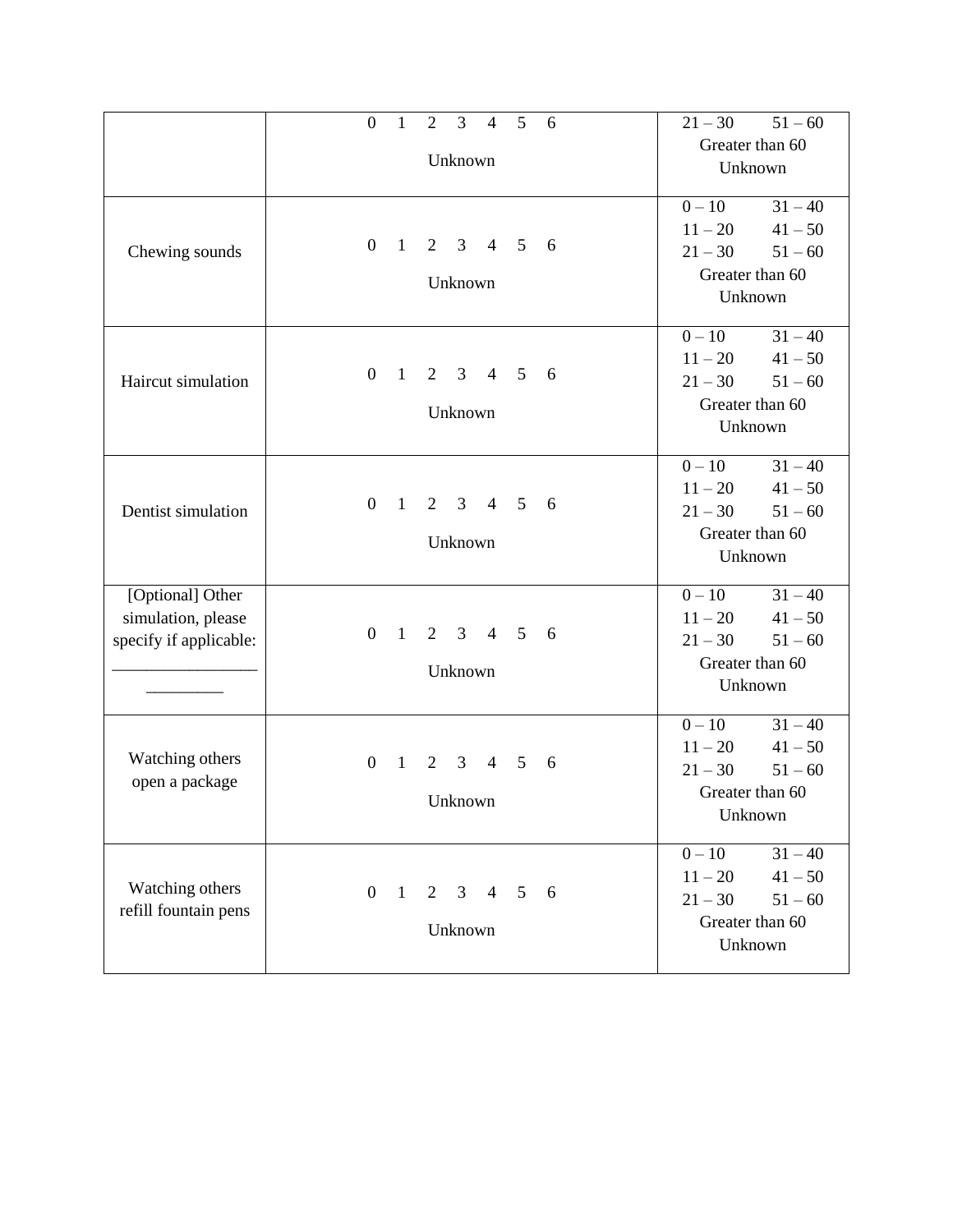| | | |
|---|---|---|
| | 0 1 2 3 4 5 6<br>Unknown | 21 – 30 51 – 60<br>Greater than 60<br>Unknown |
| Chewing sounds | 0 1 2 3 4 5 6<br>Unknown | 0 – 10 31 – 40<br>11 – 20 41 – 50<br>21 – 30 51 – 60<br>Greater than 60<br>Unknown |
| Haircut simulation | 0 1 2 3 4 5 6<br>Unknown | 0 – 10 31 – 40<br>11 – 20 41 – 50<br>21 – 30 51 – 60<br>Greater than 60<br>Unknown |
| Dentist simulation | 0 1 2 3 4 5 6<br>Unknown | 0 – 10 31 – 40<br>11 – 20 41 – 50<br>21 – 30 51 – 60<br>Greater than 60<br>Unknown |
| [Optional] Other simulation, please specify if applicable: __________________________ | 0 1 2 3 4 5 6<br>Unknown | 0 – 10 31 – 40<br>11 – 20 41 – 50<br>21 – 30 51 – 60<br>Greater than 60<br>Unknown |
| Watching others open a package | 0 1 2 3 4 5 6<br>Unknown | 0 – 10 31 – 40<br>11 – 20 41 – 50<br>21 – 30 51 – 60<br>Greater than 60<br>Unknown |
| Watching others refill fountain pens | 0 1 2 3 4 5 6<br>Unknown | 0 – 10 31 – 40<br>11 – 20 41 – 50<br>21 – 30 51 – 60<br>Greater than 60<br>Unknown |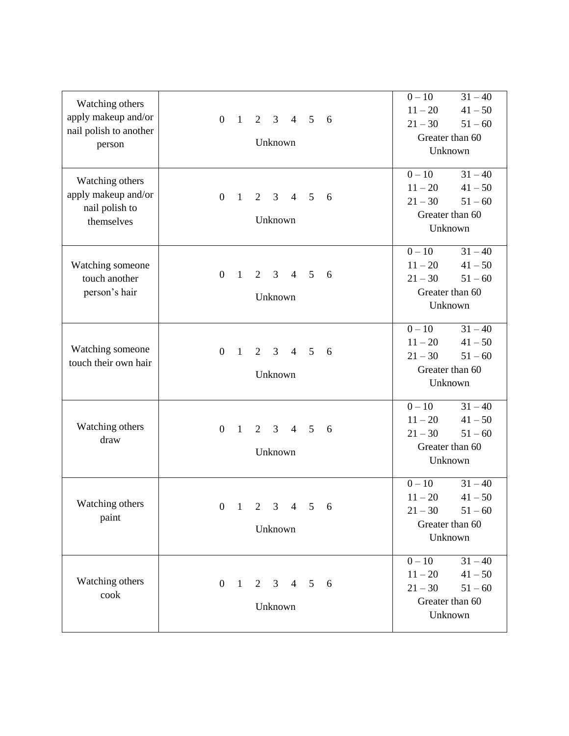| | | |
|---|---|---|
| Watching others apply makeup and/or nail polish to another person | 0 1 2 3 4 5 6<br>Unknown | 0 – 10 31 – 40<br>11 – 20 41 – 50<br>21 – 30 51 – 60<br>Greater than 60<br>Unknown |
| Watching others apply makeup and/or nail polish to themselves | 0 1 2 3 4 5 6<br>Unknown | 0 – 10 31 – 40<br>11 – 20 41 – 50<br>21 – 30 51 – 60<br>Greater than 60<br>Unknown |
| Watching someone touch another person's hair | 0 1 2 3 4 5 6<br>Unknown | 0 – 10 31 – 40<br>11 – 20 41 – 50<br>21 – 30 51 – 60<br>Greater than 60<br>Unknown |
| Watching someone touch their own hair | 0 1 2 3 4 5 6<br>Unknown | 0 – 10 31 – 40<br>11 – 20 41 – 50<br>21 – 30 51 – 60<br>Greater than 60<br>Unknown |
| Watching others draw | 0 1 2 3 4 5 6<br>Unknown | 0 – 10 31 – 40<br>11 – 20 41 – 50<br>21 – 30 51 – 60<br>Greater than 60<br>Unknown |
| Watching others paint | 0 1 2 3 4 5 6<br>Unknown | 0 – 10 31 – 40<br>11 – 20 41 – 50<br>21 – 30 51 – 60<br>Greater than 60<br>Unknown |
| Watching others cook | 0 1 2 3 4 5 6<br>Unknown | 0 – 10 31 – 40<br>11 – 20 41 – 50<br>21 – 30 51 – 60<br>Greater than 60<br>Unknown |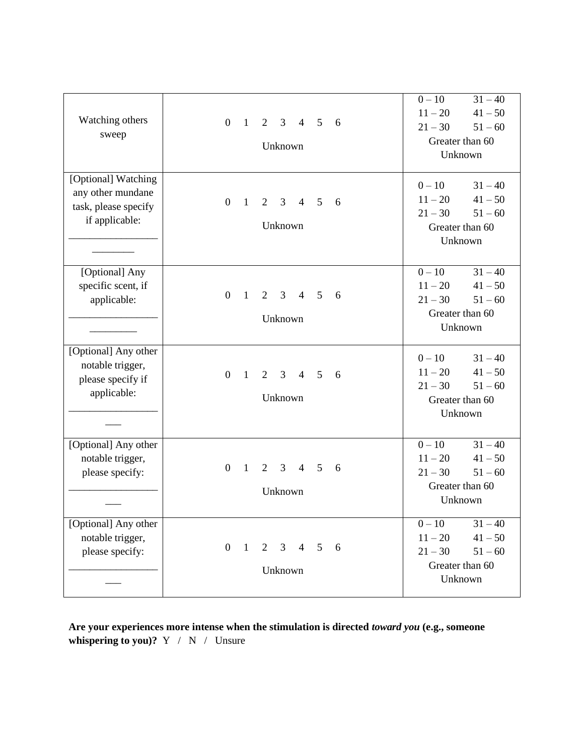| | | |
|---|---|---|
| Watching others sweep | 0 1 2 3 4 5 6<br>Unknown | 0 – 10 31 – 40<br>11 – 20 41 – 50<br>21 – 30 51 – 60<br>Greater than 60<br>Unknown |
| [Optional] Watching any other mundane task, please specify if applicable: \_\_\_\_\_\_\_\_\_\_\_\_\_\_\_\_\_\_\_\_\_\_\_\_\_\_ | 0 1 2 3 4 5 6<br>Unknown | 0 – 10 31 – 40<br>11 – 20 41 – 50<br>21 – 30 51 – 60<br>Greater than 60<br>Unknown |
| [Optional] Any specific scent, if applicable: \_\_\_\_\_\_\_\_\_\_\_\_\_\_\_\_\_\_\_\_\_\_\_\_\_\_\_ | 0 1 2 3 4 5 6<br>Unknown | 0 – 10 31 – 40<br>11 – 20 41 – 50<br>21 – 30 51 – 60<br>Greater than 60<br>Unknown |
| [Optional] Any other notable trigger, please specify if applicable: \_\_\_\_\_\_\_\_\_\_\_\_\_\_\_\_\_\_\_\_\_ | 0 1 2 3 4 5 6<br>Unknown | 0 – 10 31 – 40<br>11 – 20 41 – 50<br>21 – 30 51 – 60<br>Greater than 60<br>Unknown |
| [Optional] Any other notable trigger, please specify: \_\_\_\_\_\_\_\_\_\_\_\_\_\_\_\_\_\_\_\_\_ | 0 1 2 3 4 5 6<br>Unknown | 0 – 10 31 – 40<br>11 – 20 41 – 50<br>21 – 30 51 – 60<br>Greater than 60<br>Unknown |
| [Optional] Any other notable trigger, please specify: \_\_\_\_\_\_\_\_\_\_\_\_\_\_\_\_\_\_\_\_\_ | 0 1 2 3 4 5 6<br>Unknown | 0 – 10 31 – 40<br>11 – 20 41 – 50<br>21 – 30 51 – 60<br>Greater than 60<br>Unknown |

**Are your experiences more intense when the stimulation is directed *toward you* (e.g., someone whispering to you)?** Y / N / Unsure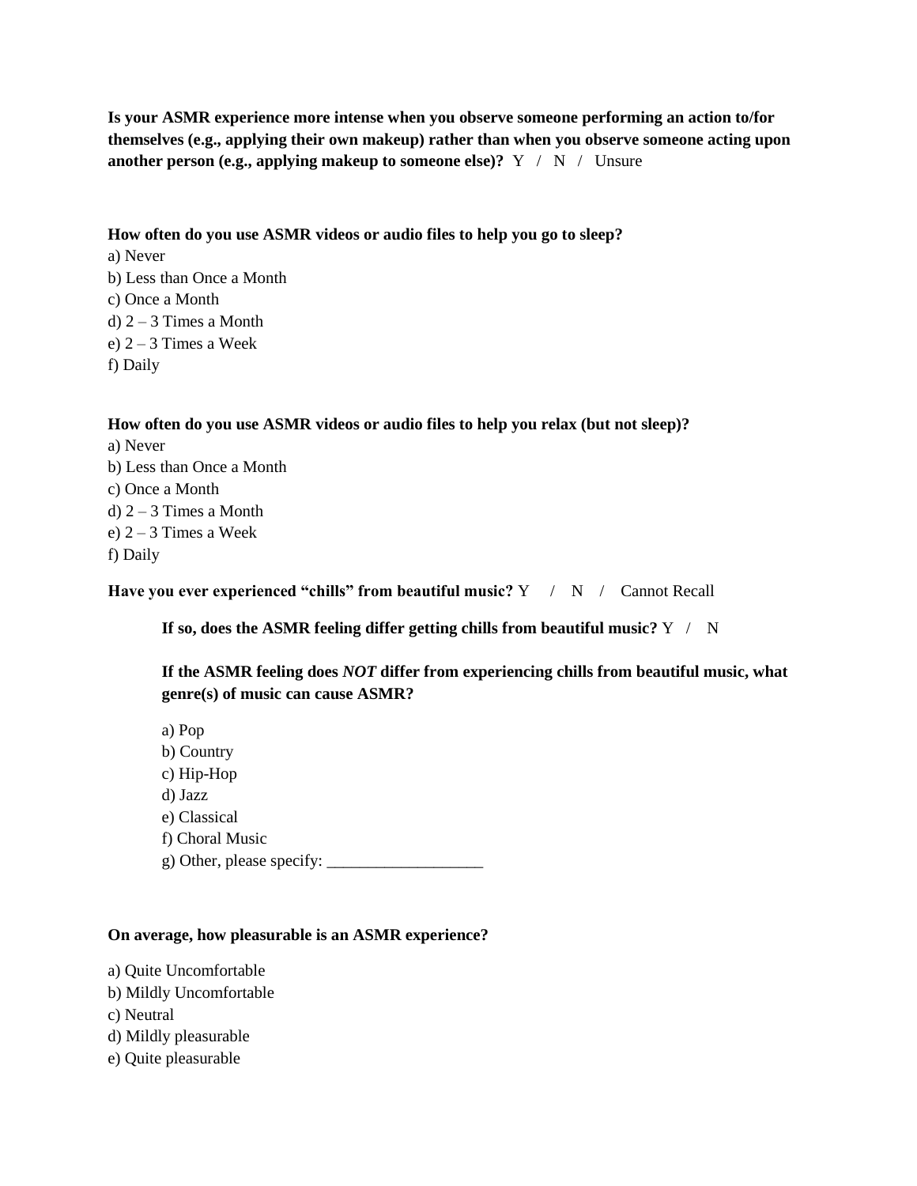**Is your ASMR experience more intense when you observe someone performing an action to/for themselves (e.g., applying their own makeup) rather than when you observe someone acting upon another person (e.g., applying makeup to someone else)?** Y / N / Unsure

**How often do you use ASMR videos or audio files to help you go to sleep?**

a) Never
b) Less than Once a Month
c) Once a Month
d) 2 – 3 Times a Month
e) 2 – 3 Times a Week
f) Daily

**How often do you use ASMR videos or audio files to help you relax (but not sleep)?**

a) Never
b) Less than Once a Month
c) Once a Month
d) 2 – 3 Times a Month
e) 2 – 3 Times a Week
f) Daily

**Have you ever experienced "chills" from beautiful music?** Y / N / Cannot Recall

> **If so, does the ASMR feeling differ getting chills from beautiful music?** Y / N
>
> **If the ASMR feeling does *NOT* differ from experiencing chills from beautiful music, what genre(s) of music can cause ASMR?**
>
> a) Pop
> b) Country
> c) Hip-Hop
> d) Jazz
> e) Classical
> f) Choral Music
> g) Other, please specify: ___________________

**On average, how pleasurable is an ASMR experience?**

a) Quite Uncomfortable
b) Mildly Uncomfortable
c) Neutral
d) Mildly pleasurable
e) Quite pleasurable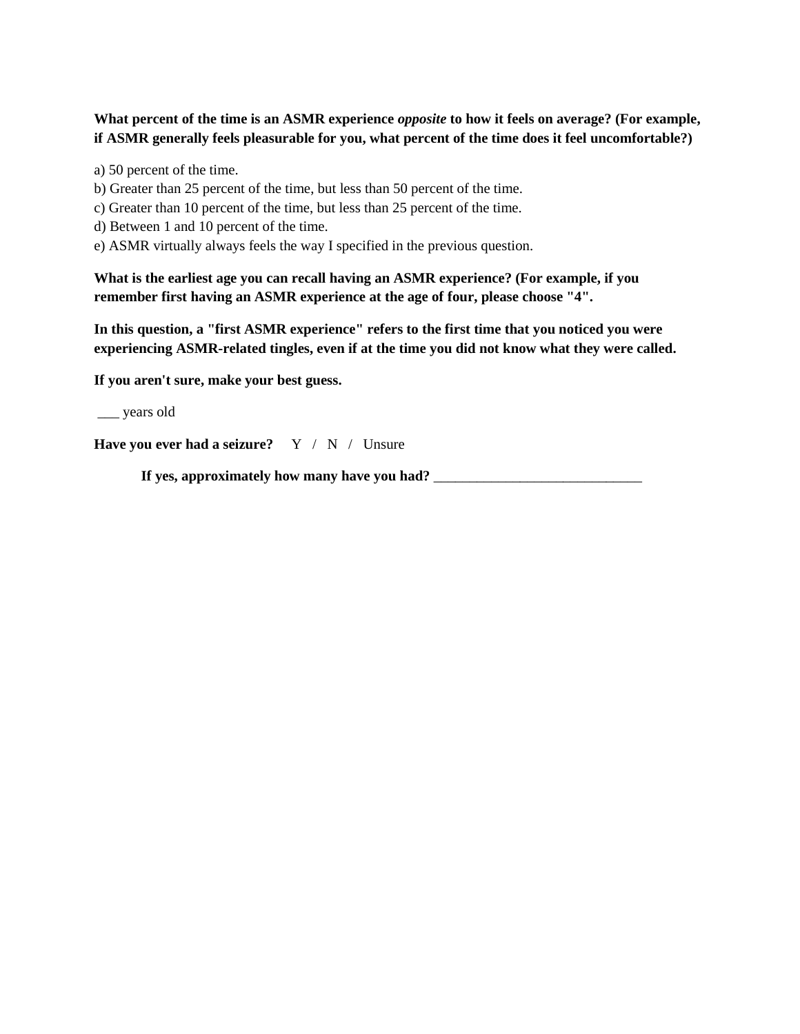**What percent of the time is an ASMR experience *opposite* to how it feels on average? (For example, if ASMR generally feels pleasurable for you, what percent of the time does it feel uncomfortable?)**

a) 50 percent of the time.
b) Greater than 25 percent of the time, but less than 50 percent of the time.
c) Greater than 10 percent of the time, but less than 25 percent of the time.
d) Between 1 and 10 percent of the time.
e) ASMR virtually always feels the way I specified in the previous question.

**What is the earliest age you can recall having an ASMR experience? (For example, if you remember first having an ASMR experience at the age of four, please choose "4".**

**In this question, a "first ASMR experience" refers to the first time that you noticed you were experiencing ASMR-related tingles, even if at the time you did not know what they were called.**

**If you aren't sure, make your best guess.**

___ years old

**Have you ever had a seizure?** Y / N / Unsure

**If yes, approximately how many have you had?** _____________________________